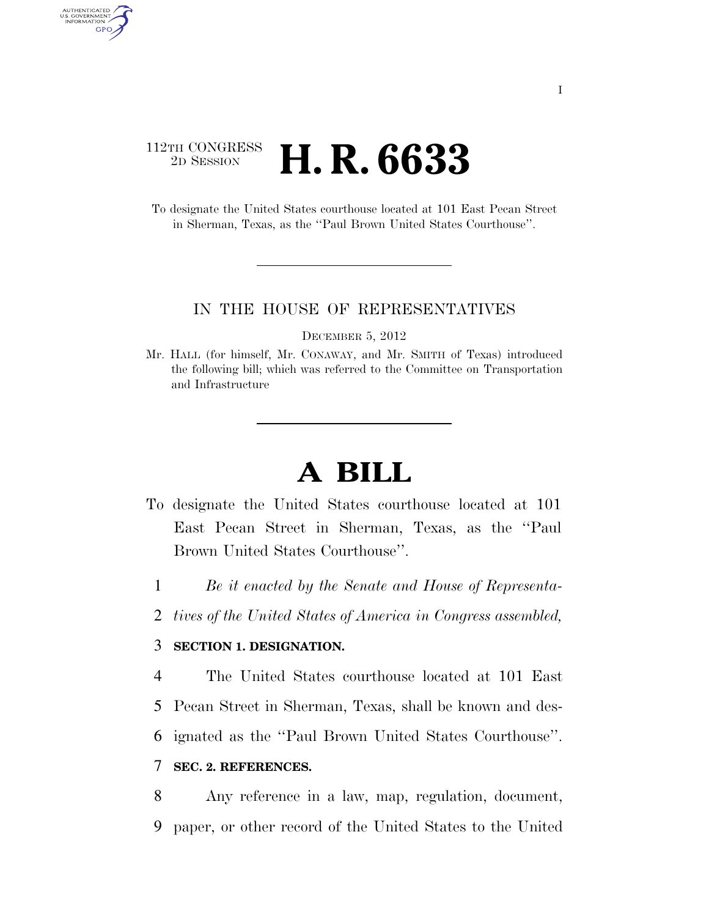112TH CONGRESS
2D SESSION

# H. R. 6633

To designate the United States courthouse located at 101 East Pecan Street in Sherman, Texas, as the ''Paul Brown United States Courthouse''.

IN THE HOUSE OF REPRESENTATIVES

DECEMBER 5, 2012

Mr. HALL (for himself, Mr. CONAWAY, and Mr. SMITH of Texas) introduced the following bill; which was referred to the Committee on Transportation and Infrastructure

# A BILL

To designate the United States courthouse located at 101 East Pecan Street in Sherman, Texas, as the ''Paul Brown United States Courthouse''.

1 *Be it enacted by the Senate and House of Representa-*
2 *tives of the United States of America in Congress assembled,*

3 **SECTION 1. DESIGNATION.**

4 The United States courthouse located at 101 East
5 Pecan Street in Sherman, Texas, shall be known and des-
6 ignated as the ''Paul Brown United States Courthouse''.

7 **SEC. 2. REFERENCES.**

8 Any reference in a law, map, regulation, document,
9 paper, or other record of the United States to the United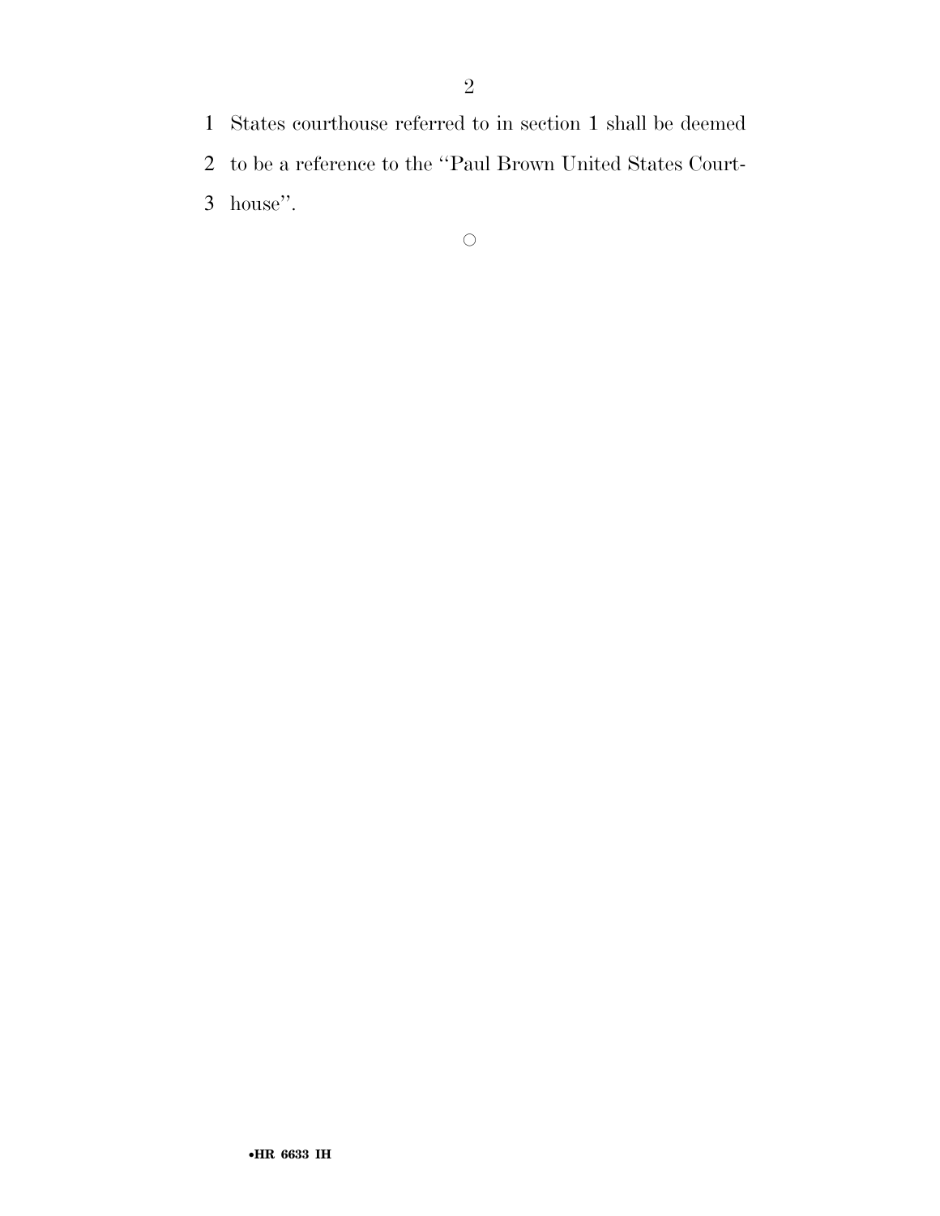States courthouse referred to in section 1 shall be deemed to be a reference to the "Paul Brown United States Courthouse".

○